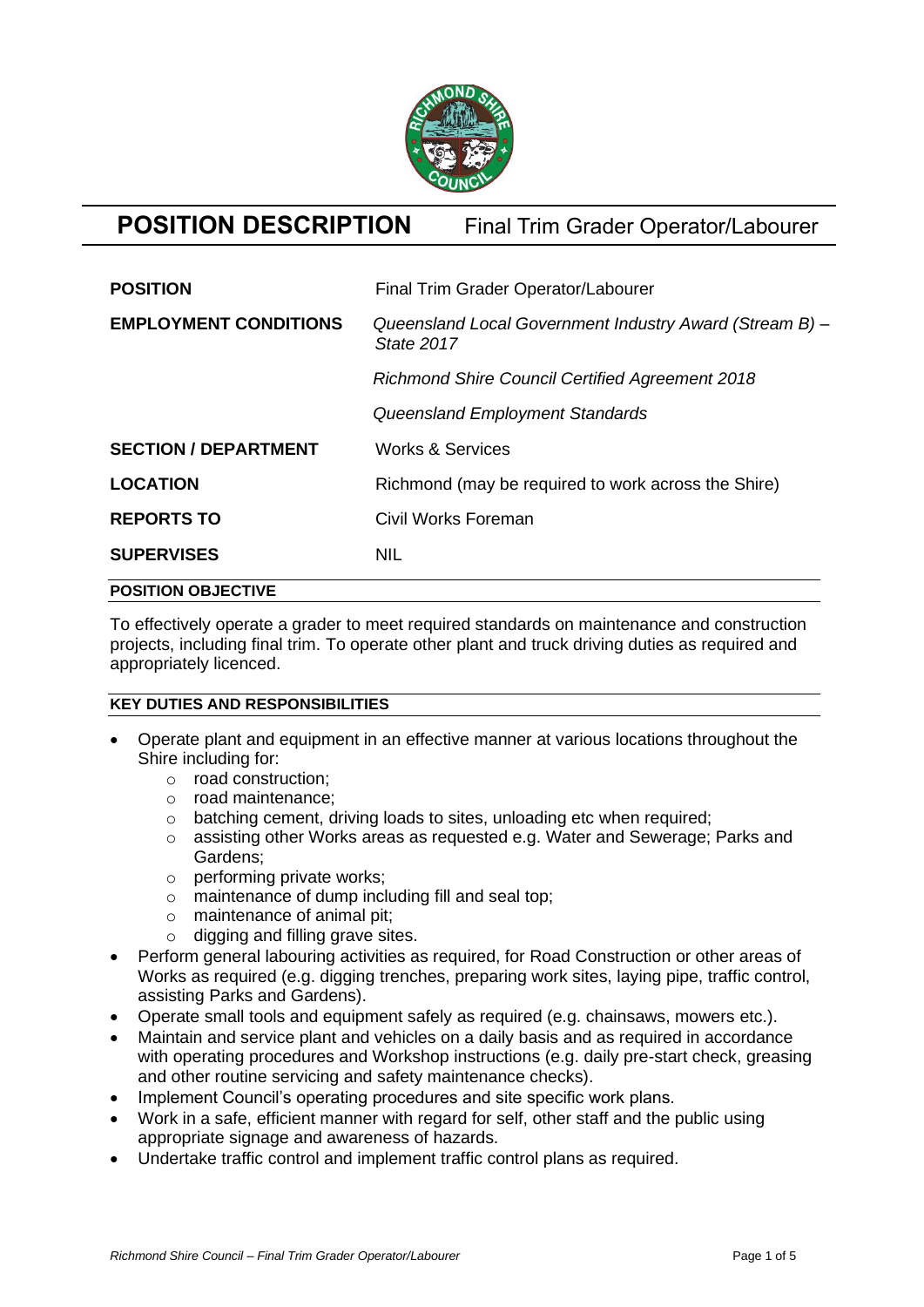# POSITION DESCRIPTION — Final Trim Grader Operator/Labourer

| | |
|---|---|
| **POSITION** | Final Trim Grader Operator/Labourer |
| **EMPLOYMENT CONDITIONS** | *Queensland Local Government Industry Award (Stream B) – State 2017*<br>*Richmond Shire Council Certified Agreement 2018*<br>*Queensland Employment Standards* |
| **SECTION / DEPARTMENT** | Works & Services |
| **LOCATION** | Richmond (may be required to work across the Shire) |
| **REPORTS TO** | Civil Works Foreman |
| **SUPERVISES** | NIL |

## POSITION OBJECTIVE

To effectively operate a grader to meet required standards on maintenance and construction projects, including final trim. To operate other plant and truck driving duties as required and appropriately licenced.

## KEY DUTIES AND RESPONSIBILITIES

- Operate plant and equipment in an effective manner at various locations throughout the Shire including for:
  - road construction;
  - road maintenance;
  - batching cement, driving loads to sites, unloading etc when required;
  - assisting other Works areas as requested e.g. Water and Sewerage; Parks and Gardens;
  - performing private works;
  - maintenance of dump including fill and seal top;
  - maintenance of animal pit;
  - digging and filling grave sites.
- Perform general labouring activities as required, for Road Construction or other areas of Works as required (e.g. digging trenches, preparing work sites, laying pipe, traffic control, assisting Parks and Gardens).
- Operate small tools and equipment safely as required (e.g. chainsaws, mowers etc.).
- Maintain and service plant and vehicles on a daily basis and as required in accordance with operating procedures and Workshop instructions (e.g. daily pre-start check, greasing and other routine servicing and safety maintenance checks).
- Implement Council's operating procedures and site specific work plans.
- Work in a safe, efficient manner with regard for self, other staff and the public using appropriate signage and awareness of hazards.
- Undertake traffic control and implement traffic control plans as required.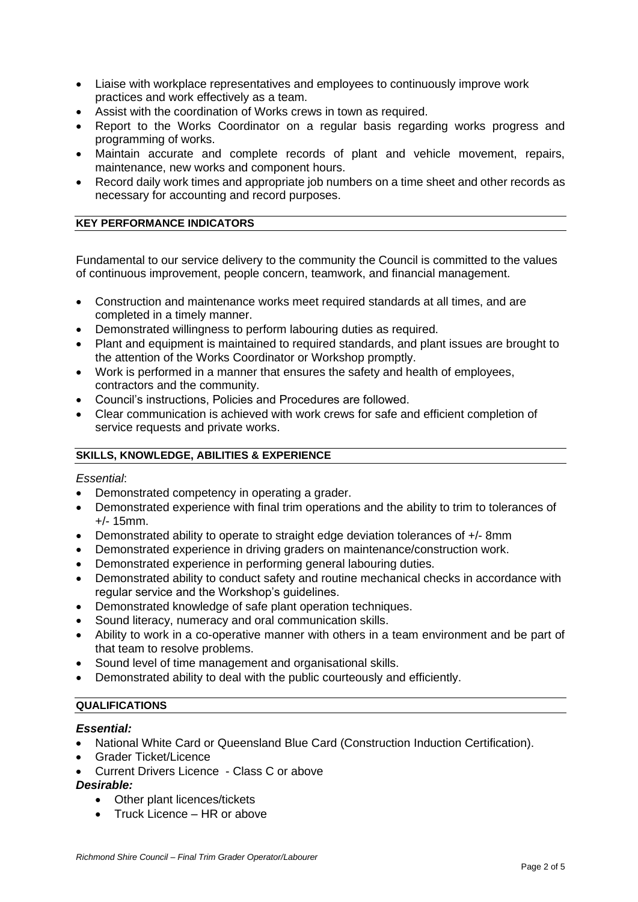- Liaise with workplace representatives and employees to continuously improve work practices and work effectively as a team.
- Assist with the coordination of Works crews in town as required.
- Report to the Works Coordinator on a regular basis regarding works progress and programming of works.
- Maintain accurate and complete records of plant and vehicle movement, repairs, maintenance, new works and component hours.
- Record daily work times and appropriate job numbers on a time sheet and other records as necessary for accounting and record purposes.

## KEY PERFORMANCE INDICATORS

Fundamental to our service delivery to the community the Council is committed to the values of continuous improvement, people concern, teamwork, and financial management.

- Construction and maintenance works meet required standards at all times, and are completed in a timely manner.
- Demonstrated willingness to perform labouring duties as required.
- Plant and equipment is maintained to required standards, and plant issues are brought to the attention of the Works Coordinator or Workshop promptly.
- Work is performed in a manner that ensures the safety and health of employees, contractors and the community.
- Council's instructions, Policies and Procedures are followed.
- Clear communication is achieved with work crews for safe and efficient completion of service requests and private works.

## SKILLS, KNOWLEDGE, ABILITIES & EXPERIENCE

*Essential*:

- Demonstrated competency in operating a grader.
- Demonstrated experience with final trim operations and the ability to trim to tolerances of +/- 15mm.
- Demonstrated ability to operate to straight edge deviation tolerances of +/- 8mm
- Demonstrated experience in driving graders on maintenance/construction work.
- Demonstrated experience in performing general labouring duties.
- Demonstrated ability to conduct safety and routine mechanical checks in accordance with regular service and the Workshop's guidelines.
- Demonstrated knowledge of safe plant operation techniques.
- Sound literacy, numeracy and oral communication skills.
- Ability to work in a co-operative manner with others in a team environment and be part of that team to resolve problems.
- Sound level of time management and organisational skills.
- Demonstrated ability to deal with the public courteously and efficiently.

## QUALIFICATIONS

***Essential:***

- National White Card or Queensland Blue Card (Construction Induction Certification).
- Grader Ticket/Licence
- Current Drivers Licence - Class C or above

***Desirable:***

- Other plant licences/tickets
- Truck Licence – HR or above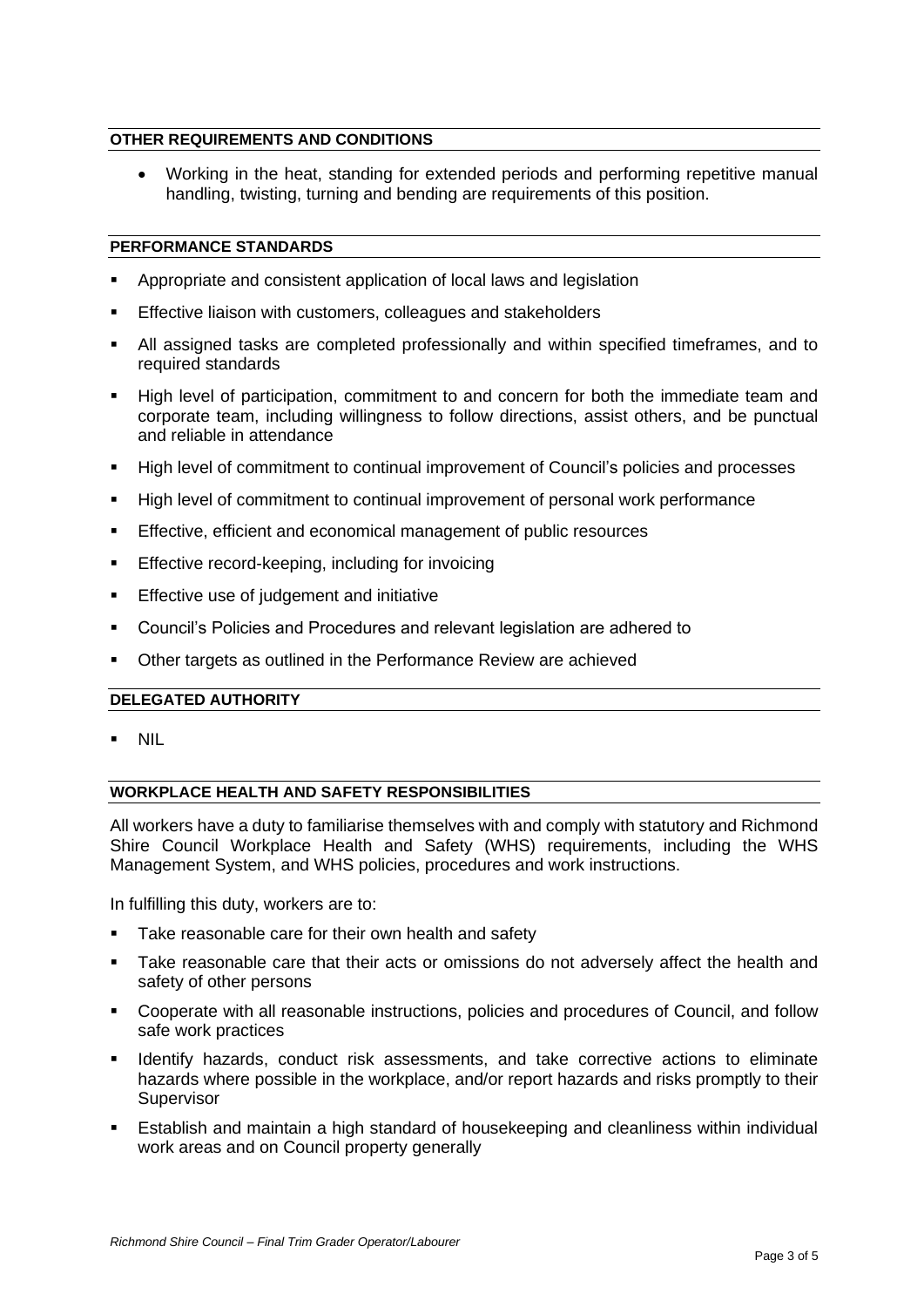## OTHER REQUIREMENTS AND CONDITIONS

- Working in the heat, standing for extended periods and performing repetitive manual handling, twisting, turning and bending are requirements of this position.

## PERFORMANCE STANDARDS

- Appropriate and consistent application of local laws and legislation
- Effective liaison with customers, colleagues and stakeholders
- All assigned tasks are completed professionally and within specified timeframes, and to required standards
- High level of participation, commitment to and concern for both the immediate team and corporate team, including willingness to follow directions, assist others, and be punctual and reliable in attendance
- High level of commitment to continual improvement of Council's policies and processes
- High level of commitment to continual improvement of personal work performance
- Effective, efficient and economical management of public resources
- Effective record-keeping, including for invoicing
- Effective use of judgement and initiative
- Council's Policies and Procedures and relevant legislation are adhered to
- Other targets as outlined in the Performance Review are achieved

## DELEGATED AUTHORITY

- NIL

## WORKPLACE HEALTH AND SAFETY RESPONSIBILITIES

All workers have a duty to familiarise themselves with and comply with statutory and Richmond Shire Council Workplace Health and Safety (WHS) requirements, including the WHS Management System, and WHS policies, procedures and work instructions.

In fulfilling this duty, workers are to:

- Take reasonable care for their own health and safety
- Take reasonable care that their acts or omissions do not adversely affect the health and safety of other persons
- Cooperate with all reasonable instructions, policies and procedures of Council, and follow safe work practices
- Identify hazards, conduct risk assessments, and take corrective actions to eliminate hazards where possible in the workplace, and/or report hazards and risks promptly to their Supervisor
- Establish and maintain a high standard of housekeeping and cleanliness within individual work areas and on Council property generally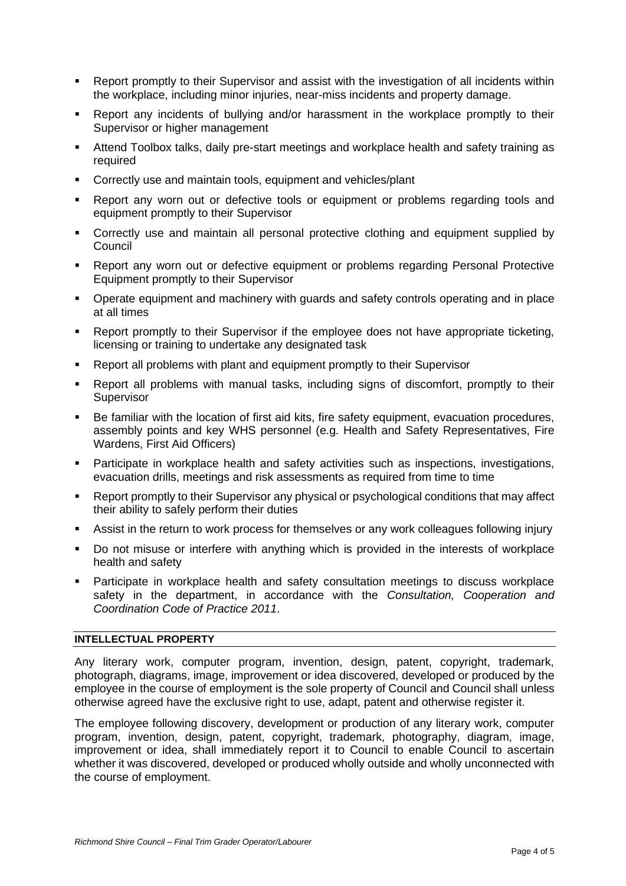- Report promptly to their Supervisor and assist with the investigation of all incidents within the workplace, including minor injuries, near-miss incidents and property damage.
- Report any incidents of bullying and/or harassment in the workplace promptly to their Supervisor or higher management
- Attend Toolbox talks, daily pre-start meetings and workplace health and safety training as required
- Correctly use and maintain tools, equipment and vehicles/plant
- Report any worn out or defective tools or equipment or problems regarding tools and equipment promptly to their Supervisor
- Correctly use and maintain all personal protective clothing and equipment supplied by Council
- Report any worn out or defective equipment or problems regarding Personal Protective Equipment promptly to their Supervisor
- Operate equipment and machinery with guards and safety controls operating and in place at all times
- Report promptly to their Supervisor if the employee does not have appropriate ticketing, licensing or training to undertake any designated task
- Report all problems with plant and equipment promptly to their Supervisor
- Report all problems with manual tasks, including signs of discomfort, promptly to their Supervisor
- Be familiar with the location of first aid kits, fire safety equipment, evacuation procedures, assembly points and key WHS personnel (e.g. Health and Safety Representatives, Fire Wardens, First Aid Officers)
- Participate in workplace health and safety activities such as inspections, investigations, evacuation drills, meetings and risk assessments as required from time to time
- Report promptly to their Supervisor any physical or psychological conditions that may affect their ability to safely perform their duties
- Assist in the return to work process for themselves or any work colleagues following injury
- Do not misuse or interfere with anything which is provided in the interests of workplace health and safety
- Participate in workplace health and safety consultation meetings to discuss workplace safety in the department, in accordance with the *Consultation, Cooperation and Coordination Code of Practice 2011*.

## INTELLECTUAL PROPERTY

Any literary work, computer program, invention, design, patent, copyright, trademark, photograph, diagrams, image, improvement or idea discovered, developed or produced by the employee in the course of employment is the sole property of Council and Council shall unless otherwise agreed have the exclusive right to use, adapt, patent and otherwise register it.

The employee following discovery, development or production of any literary work, computer program, invention, design, patent, copyright, trademark, photography, diagram, image, improvement or idea, shall immediately report it to Council to enable Council to ascertain whether it was discovered, developed or produced wholly outside and wholly unconnected with the course of employment.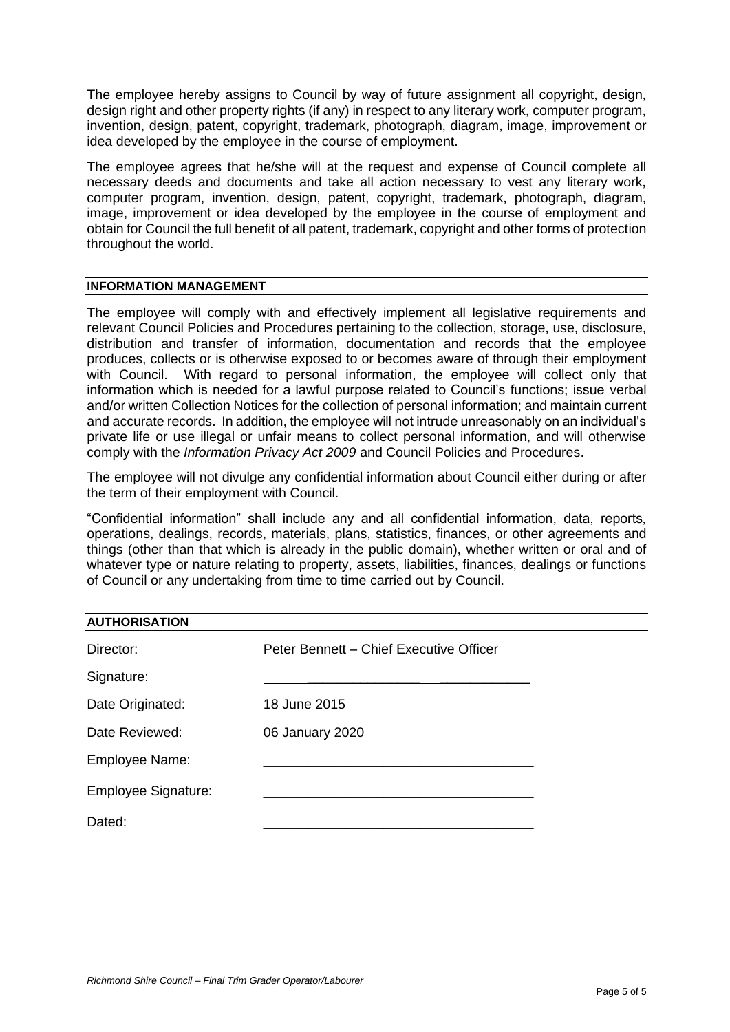The employee hereby assigns to Council by way of future assignment all copyright, design, design right and other property rights (if any) in respect to any literary work, computer program, invention, design, patent, copyright, trademark, photograph, diagram, image, improvement or idea developed by the employee in the course of employment.

The employee agrees that he/she will at the request and expense of Council complete all necessary deeds and documents and take all action necessary to vest any literary work, computer program, invention, design, patent, copyright, trademark, photograph, diagram, image, improvement or idea developed by the employee in the course of employment and obtain for Council the full benefit of all patent, trademark, copyright and other forms of protection throughout the world.

## INFORMATION MANAGEMENT

The employee will comply with and effectively implement all legislative requirements and relevant Council Policies and Procedures pertaining to the collection, storage, use, disclosure, distribution and transfer of information, documentation and records that the employee produces, collects or is otherwise exposed to or becomes aware of through their employment with Council. With regard to personal information, the employee will collect only that information which is needed for a lawful purpose related to Council's functions; issue verbal and/or written Collection Notices for the collection of personal information; and maintain current and accurate records. In addition, the employee will not intrude unreasonably on an individual's private life or use illegal or unfair means to collect personal information, and will otherwise comply with the *Information Privacy Act 2009* and Council Policies and Procedures.

The employee will not divulge any confidential information about Council either during or after the term of their employment with Council.

"Confidential information" shall include any and all confidential information, data, reports, operations, dealings, records, materials, plans, statistics, finances, or other agreements and things (other than that which is already in the public domain), whether written or oral and of whatever type or nature relating to property, assets, liabilities, finances, dealings or functions of Council or any undertaking from time to time carried out by Council.

## AUTHORISATION

| | |
|---|---|
| Director: | Peter Bennett – Chief Executive Officer |
| Signature: | ___________________________________ |
| Date Originated: | 18 June 2015 |
| Date Reviewed: | 06 January 2020 |
| Employee Name: | ___________________________________ |
| Employee Signature: | ___________________________________ |
| Dated: | ___________________________________ |

*Richmond Shire Council – Final Trim Grader Operator/Labourer*